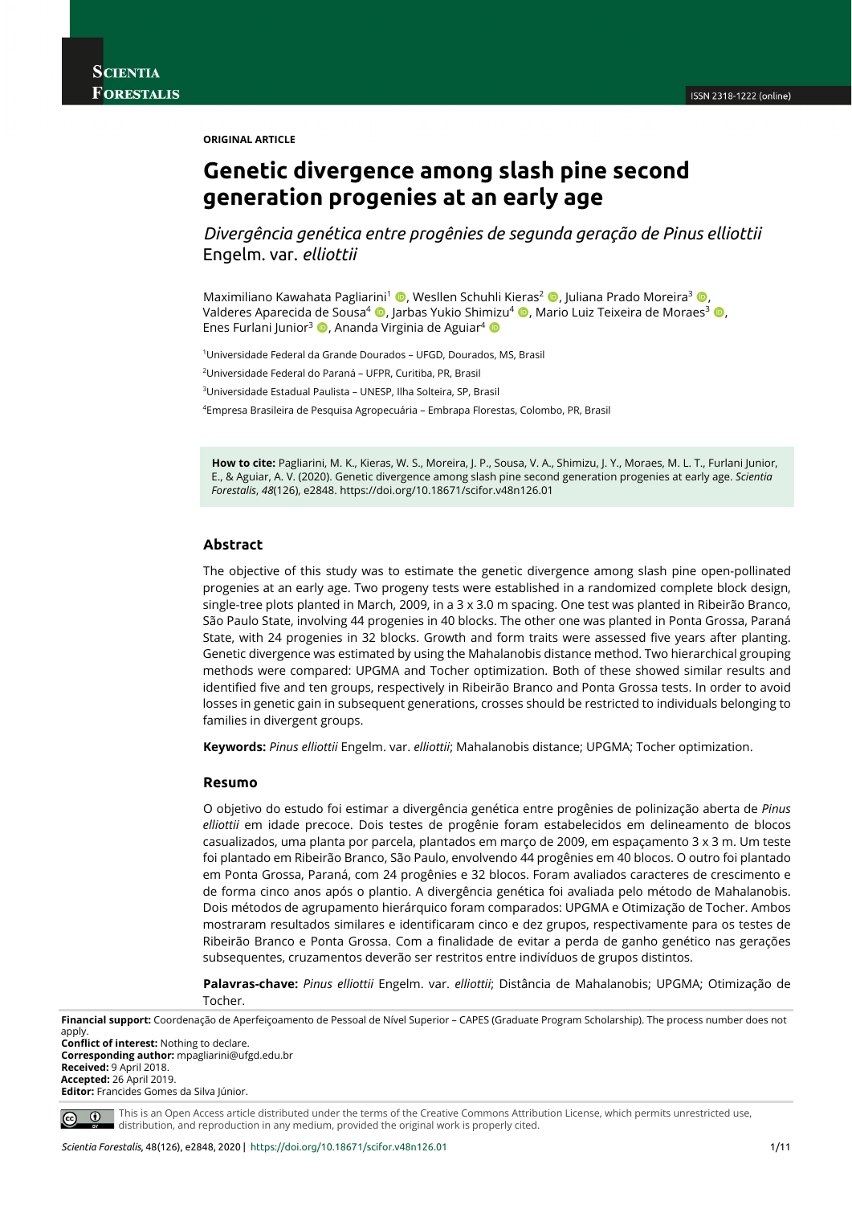ORIGINAL ARTICLE

# Genetic divergence among slash pine second generation progenies at an early age

*Divergência genética entre progênies de segunda geração de Pinus elliottii* Engelm. var. *elliottii*

Maximiliano Kawahata Pagliarini[1], Wesllen Schuhli Kieras[2], Juliana Prado Moreira[3], Valderes Aparecida de Sousa[4], Jarbas Yukio Shimizu[4], Mario Luiz Teixeira de Moraes[3], Enes Furlani Junior[3], Ananda Virginia de Aguiar[4]

[1]Universidade Federal da Grande Dourados – UFGD, Dourados, MS, Brasil

[2]Universidade Federal do Paraná – UFPR, Curitiba, PR, Brasil

[3]Universidade Estadual Paulista – UNESP, Ilha Solteira, SP, Brasil

[4]Empresa Brasileira de Pesquisa Agropecuária – Embrapa Florestas, Colombo, PR, Brasil

**How to cite:** Pagliarini, M. K., Kieras, W. S., Moreira, J. P., Sousa, V. A., Shimizu, J. Y., Moraes, M. L. T., Furlani Junior, E., & Aguiar, A. V. (2020). Genetic divergence among slash pine second generation progenies at early age. *Scientia Forestalis*, *48*(126), e2848. https://doi.org/10.18671/scifor.v48n126.01

## Abstract

The objective of this study was to estimate the genetic divergence among slash pine open-pollinated progenies at an early age. Two progeny tests were established in a randomized complete block design, single-tree plots planted in March, 2009, in a 3 x 3.0 m spacing. One test was planted in Ribeirão Branco, São Paulo State, involving 44 progenies in 40 blocks. The other one was planted in Ponta Grossa, Paraná State, with 24 progenies in 32 blocks. Growth and form traits were assessed five years after planting. Genetic divergence was estimated by using the Mahalanobis distance method. Two hierarchical grouping methods were compared: UPGMA and Tocher optimization. Both of these showed similar results and identified five and ten groups, respectively in Ribeirão Branco and Ponta Grossa tests. In order to avoid losses in genetic gain in subsequent generations, crosses should be restricted to individuals belonging to families in divergent groups.

**Keywords:** *Pinus elliottii* Engelm. var. *elliottii*; Mahalanobis distance; UPGMA; Tocher optimization.

## Resumo

O objetivo do estudo foi estimar a divergência genética entre progênies de polinização aberta de *Pinus elliottii* em idade precoce. Dois testes de progênie foram estabelecidos em delineamento de blocos casualizados, uma planta por parcela, plantados em março de 2009, em espaçamento 3 x 3 m. Um teste foi plantado em Ribeirão Branco, São Paulo, envolvendo 44 progênies em 40 blocos. O outro foi plantado em Ponta Grossa, Paraná, com 24 progênies e 32 blocos. Foram avaliados caracteres de crescimento e de forma cinco anos após o plantio. A divergência genética foi avaliada pelo método de Mahalanobis. Dois métodos de agrupamento hierárquico foram comparados: UPGMA e Otimização de Tocher. Ambos mostraram resultados similares e identificaram cinco e dez grupos, respectivamente para os testes de Ribeirão Branco e Ponta Grossa. Com a finalidade de evitar a perda de ganho genético nas gerações subsequentes, cruzamentos deverão ser restritos entre indivíduos de grupos distintos.

**Palavras-chave:** *Pinus elliottii* Engelm. var. *elliottii*; Distância de Mahalanobis; UPGMA; Otimização de Tocher.

**Financial support:** Coordenação de Aperfeiçoamento de Pessoal de Nível Superior – CAPES (Graduate Program Scholarship). The process number does not apply.
**Conflict of interest:** Nothing to declare.
**Corresponding author:** mpagliarini@ufgd.edu.br
**Received:** 9 April 2018.
**Accepted:** 26 April 2019.
**Editor:** Francides Gomes da Silva Júnior.

This is an Open Access article distributed under the terms of the Creative Commons Attribution License, which permits unrestricted use, distribution, and reproduction in any medium, provided the original work is properly cited.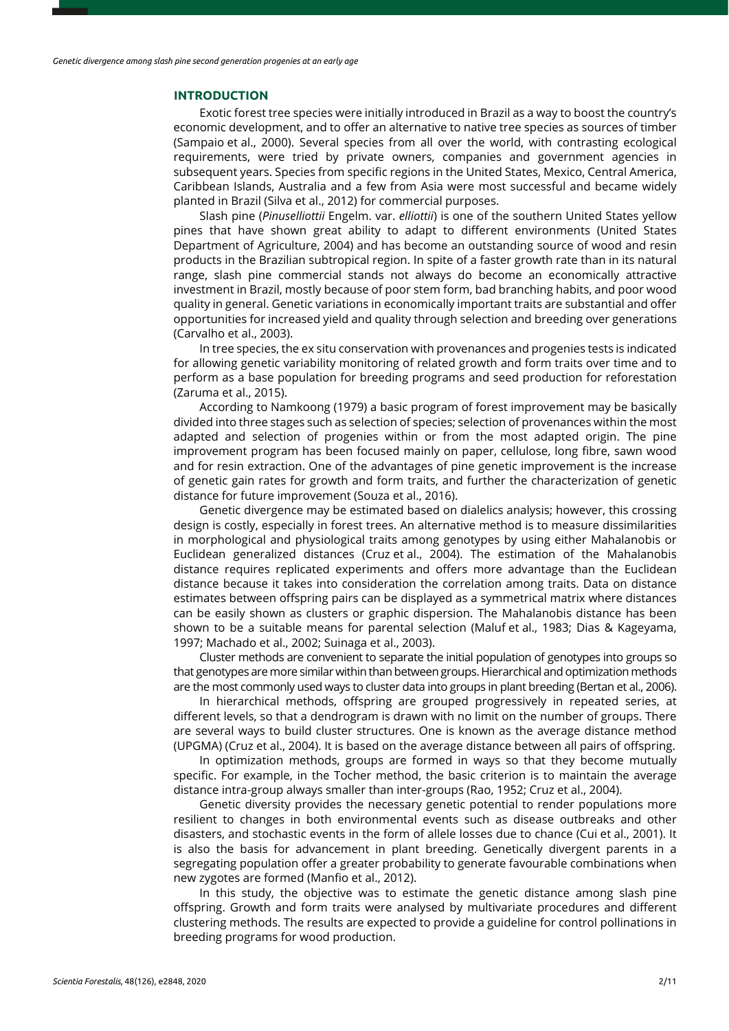## INTRODUCTION

Exotic forest tree species were initially introduced in Brazil as a way to boost the country's economic development, and to offer an alternative to native tree species as sources of timber (Sampaio et al., 2000). Several species from all over the world, with contrasting ecological requirements, were tried by private owners, companies and government agencies in subsequent years. Species from specific regions in the United States, Mexico, Central America, Caribbean Islands, Australia and a few from Asia were most successful and became widely planted in Brazil (Silva et al., 2012) for commercial purposes.

Slash pine (*Pinuselliottii* Engelm. var. *elliottii*) is one of the southern United States yellow pines that have shown great ability to adapt to different environments (United States Department of Agriculture, 2004) and has become an outstanding source of wood and resin products in the Brazilian subtropical region. In spite of a faster growth rate than in its natural range, slash pine commercial stands not always do become an economically attractive investment in Brazil, mostly because of poor stem form, bad branching habits, and poor wood quality in general. Genetic variations in economically important traits are substantial and offer opportunities for increased yield and quality through selection and breeding over generations (Carvalho et al., 2003).

In tree species, the ex situ conservation with provenances and progenies tests is indicated for allowing genetic variability monitoring of related growth and form traits over time and to perform as a base population for breeding programs and seed production for reforestation (Zaruma et al., 2015).

According to Namkoong (1979) a basic program of forest improvement may be basically divided into three stages such as selection of species; selection of provenances within the most adapted and selection of progenies within or from the most adapted origin. The pine improvement program has been focused mainly on paper, cellulose, long fibre, sawn wood and for resin extraction. One of the advantages of pine genetic improvement is the increase of genetic gain rates for growth and form traits, and further the characterization of genetic distance for future improvement (Souza et al., 2016).

Genetic divergence may be estimated based on dialelics analysis; however, this crossing design is costly, especially in forest trees. An alternative method is to measure dissimilarities in morphological and physiological traits among genotypes by using either Mahalanobis or Euclidean generalized distances (Cruz et al., 2004). The estimation of the Mahalanobis distance requires replicated experiments and offers more advantage than the Euclidean distance because it takes into consideration the correlation among traits. Data on distance estimates between offspring pairs can be displayed as a symmetrical matrix where distances can be easily shown as clusters or graphic dispersion. The Mahalanobis distance has been shown to be a suitable means for parental selection (Maluf et al., 1983; Dias & Kageyama, 1997; Machado et al., 2002; Suinaga et al., 2003).

Cluster methods are convenient to separate the initial population of genotypes into groups so that genotypes are more similar within than between groups. Hierarchical and optimization methods are the most commonly used ways to cluster data into groups in plant breeding (Bertan et al., 2006).

In hierarchical methods, offspring are grouped progressively in repeated series, at different levels, so that a dendrogram is drawn with no limit on the number of groups. There are several ways to build cluster structures. One is known as the average distance method (UPGMA) (Cruz et al., 2004). It is based on the average distance between all pairs of offspring.

In optimization methods, groups are formed in ways so that they become mutually specific. For example, in the Tocher method, the basic criterion is to maintain the average distance intra-group always smaller than inter-groups (Rao, 1952; Cruz et al., 2004).

Genetic diversity provides the necessary genetic potential to render populations more resilient to changes in both environmental events such as disease outbreaks and other disasters, and stochastic events in the form of allele losses due to chance (Cui et al., 2001). It is also the basis for advancement in plant breeding. Genetically divergent parents in a segregating population offer a greater probability to generate favourable combinations when new zygotes are formed (Manfio et al., 2012).

In this study, the objective was to estimate the genetic distance among slash pine offspring. Growth and form traits were analysed by multivariate procedures and different clustering methods. The results are expected to provide a guideline for control pollinations in breeding programs for wood production.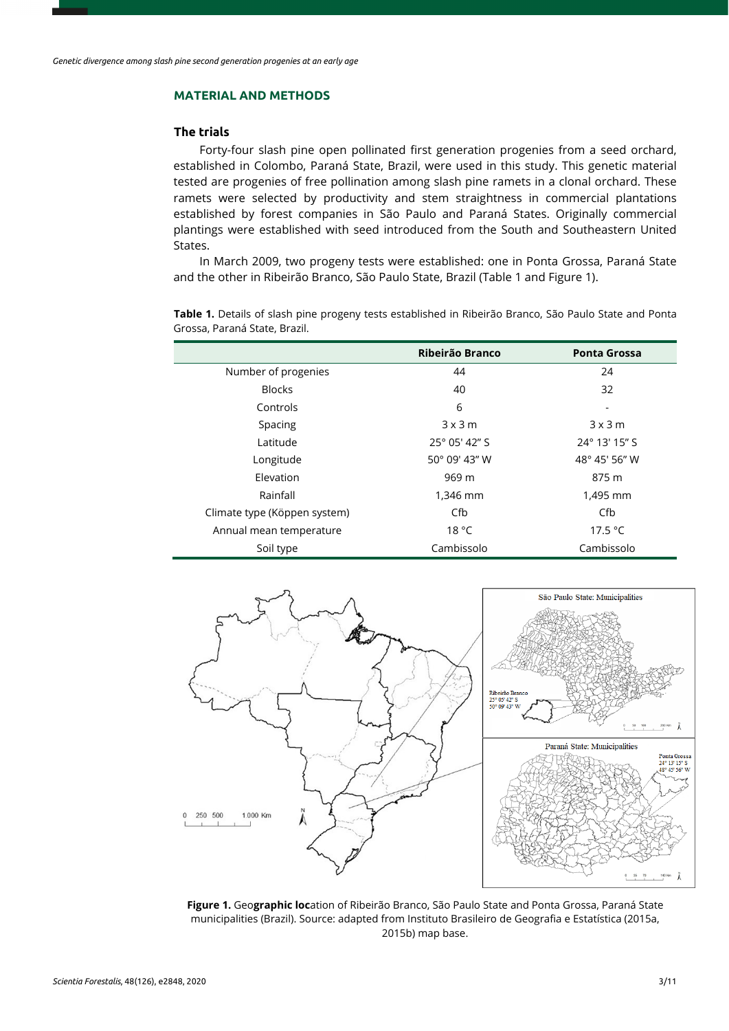## MATERIAL AND METHODS

### The trials

Forty-four slash pine open pollinated first generation progenies from a seed orchard, established in Colombo, Paraná State, Brazil, were used in this study. This genetic material tested are progenies of free pollination among slash pine ramets in a clonal orchard. These ramets were selected by productivity and stem straightness in commercial plantations established by forest companies in São Paulo and Paraná States. Originally commercial plantings were established with seed introduced from the South and Southeastern United States.

In March 2009, two progeny tests were established: one in Ponta Grossa, Paraná State and the other in Ribeirão Branco, São Paulo State, Brazil (Table 1 and Figure 1).

**Table 1.** Details of slash pine progeny tests established in Ribeirão Branco, São Paulo State and Ponta Grossa, Paraná State, Brazil.

| | Ribeirão Branco | Ponta Grossa |
|---|---|---|
| Number of progenies | 44 | 24 |
| Blocks | 40 | 32 |
| Controls | 6 | - |
| Spacing | 3 x 3 m | 3 x 3 m |
| Latitude | 25° 05' 42" S | 24° 13' 15" S |
| Longitude | 50° 09' 43" W | 48° 45' 56" W |
| Elevation | 969 m | 875 m |
| Rainfall | 1,346 mm | 1,495 mm |
| Climate type (Köppen system) | Cfb | Cfb |
| Annual mean temperature | 18 °C | 17.5 °C |
| Soil type | Cambissolo | Cambissolo |

**Figure 1.** Geographic location of Ribeirão Branco, São Paulo State and Ponta Grossa, Paraná State municipalities (Brazil). Source: adapted from Instituto Brasileiro de Geografia e Estatística (2015a, 2015b) map base.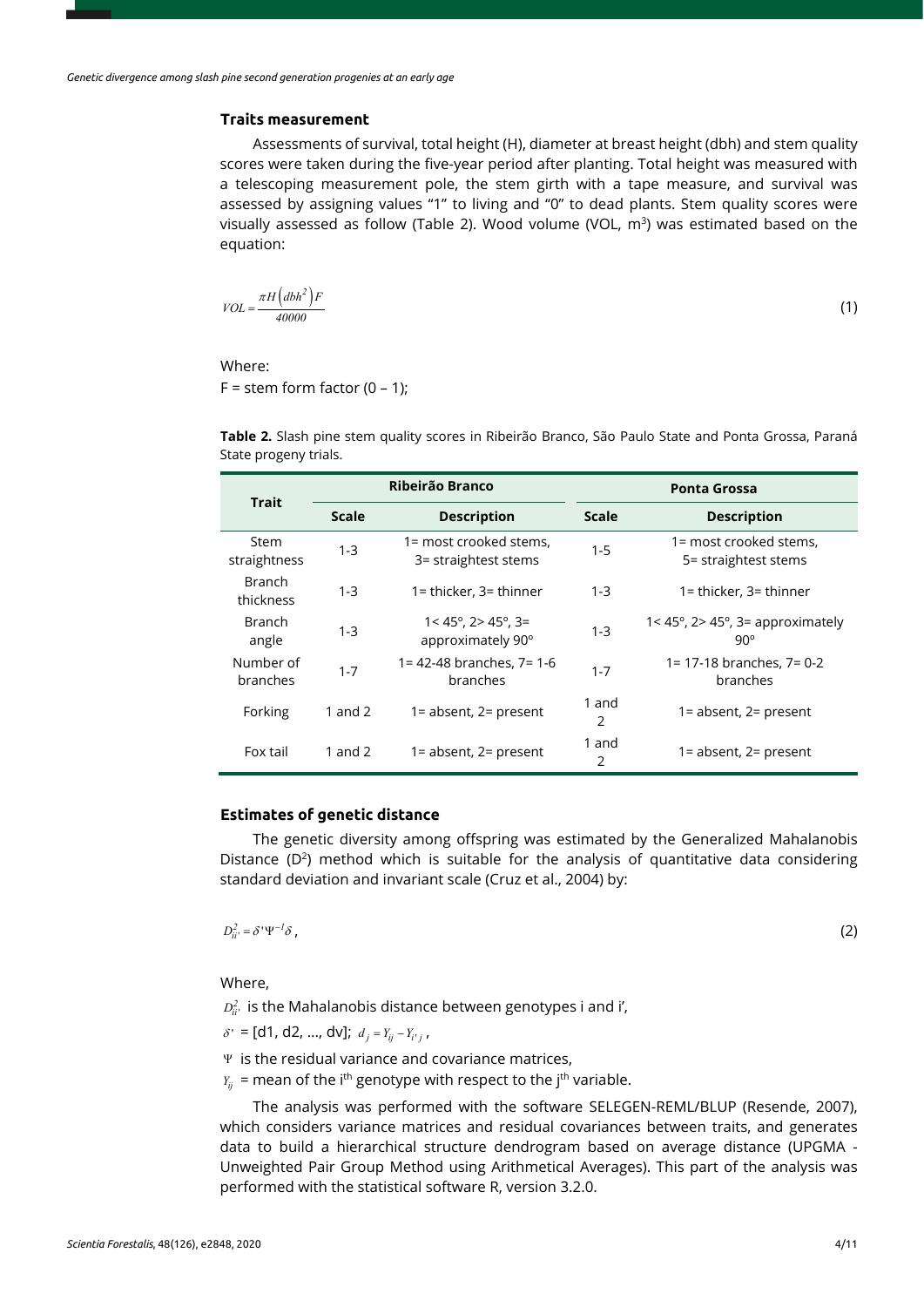### Traits measurement

Assessments of survival, total height (H), diameter at breast height (dbh) and stem quality scores were taken during the five-year period after planting. Total height was measured with a telescoping measurement pole, the stem girth with a tape measure, and survival was assessed by assigning values "1" to living and "0" to dead plants. Stem quality scores were visually assessed as follow (Table 2). Wood volume (VOL, $m^3$) was estimated based on the equation:

$$VOL = \frac{\pi H \left(dbh^2\right) F}{40000} \tag{1}$$

Where:

F = stem form factor (0 – 1);

**Table 2.** Slash pine stem quality scores in Ribeirão Branco, São Paulo State and Ponta Grossa, Paraná State progeny trials.

| Trait | Ribeirão Branco | | Ponta Grossa | |
|---|---|---|---|---|
| | Scale | Description | Scale | Description |
| Stem straightness | 1-3 | 1= most crooked stems, 3= straightest stems | 1-5 | 1= most crooked stems, 5= straightest stems |
| Branch thickness | 1-3 | 1= thicker, 3= thinner | 1-3 | 1= thicker, 3= thinner |
| Branch angle | 1-3 | 1< 45°, 2> 45°, 3= approximately 90° | 1-3 | 1< 45°, 2> 45°, 3= approximately 90° |
| Number of branches | 1-7 | 1= 42-48 branches, 7= 1-6 branches | 1-7 | 1= 17-18 branches, 7= 0-2 branches |
| Forking | 1 and 2 | 1= absent, 2= present | 1 and 2 | 1= absent, 2= present |
| Fox tail | 1 and 2 | 1= absent, 2= present | 1 and 2 | 1= absent, 2= present |

### Estimates of genetic distance

The genetic diversity among offspring was estimated by the Generalized Mahalanobis Distance ($D^2$) method which is suitable for the analysis of quantitative data considering standard deviation and invariant scale (Cruz et al., 2004) by:

$$D^2_{ii'} = \delta' \Psi^{-1} \delta \,, \tag{2}$$

Where,

$D^2_{ii'}$ is the Mahalanobis distance between genotypes i and i',

$\delta'$ = [d1, d2, ..., dv]; $d_j = Y_{ij} - Y_{i'j}$,

$\Psi$ is the residual variance and covariance matrices,

$Y_{ij}$ = mean of the i$^{th}$ genotype with respect to the j$^{th}$ variable.

The analysis was performed with the software SELEGEN-REML/BLUP (Resende, 2007), which considers variance matrices and residual covariances between traits, and generates data to build a hierarchical structure dendrogram based on average distance (UPGMA - Unweighted Pair Group Method using Arithmetical Averages). This part of the analysis was performed with the statistical software R, version 3.2.0.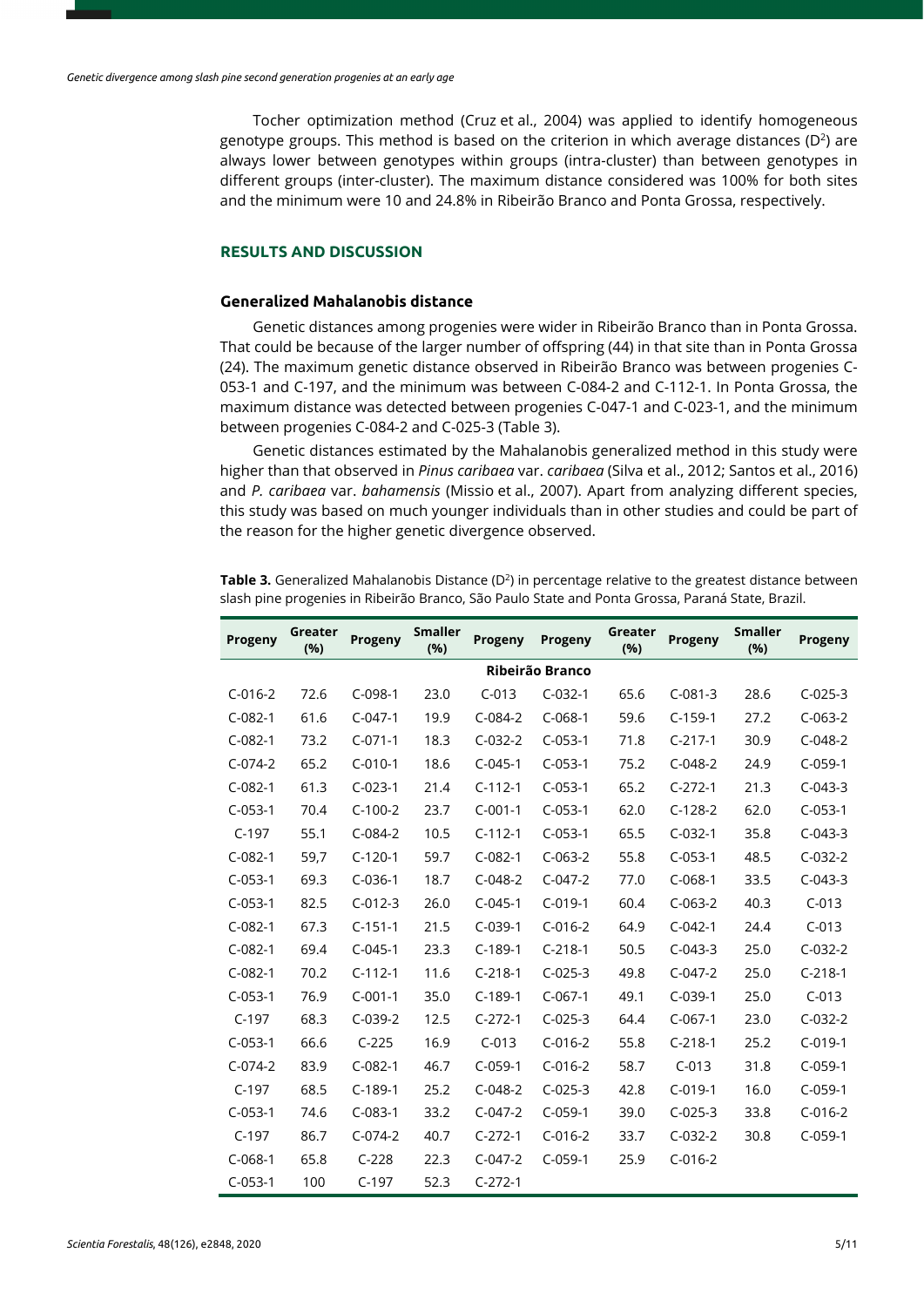Tocher optimization method (Cruz et al., 2004) was applied to identify homogeneous genotype groups. This method is based on the criterion in which average distances ($D^2$) are always lower between genotypes within groups (intra-cluster) than between genotypes in different groups (inter-cluster). The maximum distance considered was 100% for both sites and the minimum were 10 and 24.8% in Ribeirão Branco and Ponta Grossa, respectively.

## RESULTS AND DISCUSSION

### Generalized Mahalanobis distance

Genetic distances among progenies were wider in Ribeirão Branco than in Ponta Grossa. That could be because of the larger number of offspring (44) in that site than in Ponta Grossa (24). The maximum genetic distance observed in Ribeirão Branco was between progenies C-053-1 and C-197, and the minimum was between C-084-2 and C-112-1. In Ponta Grossa, the maximum distance was detected between progenies C-047-1 and C-023-1, and the minimum between progenies C-084-2 and C-025-3 (Table 3).

Genetic distances estimated by the Mahalanobis generalized method in this study were higher than that observed in *Pinus caribaea* var. *caribaea* (Silva et al., 2012; Santos et al., 2016) and *P. caribaea* var. *bahamensis* (Missio et al., 2007). Apart from analyzing different species, this study was based on much younger individuals than in other studies and could be part of the reason for the higher genetic divergence observed.

**Table 3.** Generalized Mahalanobis Distance ($D^2$) in percentage relative to the greatest distance between slash pine progenies in Ribeirão Branco, São Paulo State and Ponta Grossa, Paraná State, Brazil.

| Progeny | Greater (%) | Progeny | Smaller (%) | Progeny | Progeny | Greater (%) | Progeny | Smaller (%) | Progeny |
|---|---|---|---|---|---|---|---|---|---|
| | | | | Ribeirão Branco | | | | | |
| C-016-2 | 72.6 | C-098-1 | 23.0 | C-013 | C-032-1 | 65.6 | C-081-3 | 28.6 | C-025-3 |
| C-082-1 | 61.6 | C-047-1 | 19.9 | C-084-2 | C-068-1 | 59.6 | C-159-1 | 27.2 | C-063-2 |
| C-082-1 | 73.2 | C-071-1 | 18.3 | C-032-2 | C-053-1 | 71.8 | C-217-1 | 30.9 | C-048-2 |
| C-074-2 | 65.2 | C-010-1 | 18.6 | C-045-1 | C-053-1 | 75.2 | C-048-2 | 24.9 | C-059-1 |
| C-082-1 | 61.3 | C-023-1 | 21.4 | C-112-1 | C-053-1 | 65.2 | C-272-1 | 21.3 | C-043-3 |
| C-053-1 | 70.4 | C-100-2 | 23.7 | C-001-1 | C-053-1 | 62.0 | C-128-2 | 62.0 | C-053-1 |
| C-197 | 55.1 | C-084-2 | 10.5 | C-112-1 | C-053-1 | 65.5 | C-032-1 | 35.8 | C-043-3 |
| C-082-1 | 59,7 | C-120-1 | 59.7 | C-082-1 | C-063-2 | 55.8 | C-053-1 | 48.5 | C-032-2 |
| C-053-1 | 69.3 | C-036-1 | 18.7 | C-048-2 | C-047-2 | 77.0 | C-068-1 | 33.5 | C-043-3 |
| C-053-1 | 82.5 | C-012-3 | 26.0 | C-045-1 | C-019-1 | 60.4 | C-063-2 | 40.3 | C-013 |
| C-082-1 | 67.3 | C-151-1 | 21.5 | C-039-1 | C-016-2 | 64.9 | C-042-1 | 24.4 | C-013 |
| C-082-1 | 69.4 | C-045-1 | 23.3 | C-189-1 | C-218-1 | 50.5 | C-043-3 | 25.0 | C-032-2 |
| C-082-1 | 70.2 | C-112-1 | 11.6 | C-218-1 | C-025-3 | 49.8 | C-047-2 | 25.0 | C-218-1 |
| C-053-1 | 76.9 | C-001-1 | 35.0 | C-189-1 | C-067-1 | 49.1 | C-039-1 | 25.0 | C-013 |
| C-197 | 68.3 | C-039-2 | 12.5 | C-272-1 | C-025-3 | 64.4 | C-067-1 | 23.0 | C-032-2 |
| C-053-1 | 66.6 | C-225 | 16.9 | C-013 | C-016-2 | 55.8 | C-218-1 | 25.2 | C-019-1 |
| C-074-2 | 83.9 | C-082-1 | 46.7 | C-059-1 | C-016-2 | 58.7 | C-013 | 31.8 | C-059-1 |
| C-197 | 68.5 | C-189-1 | 25.2 | C-048-2 | C-025-3 | 42.8 | C-019-1 | 16.0 | C-059-1 |
| C-053-1 | 74.6 | C-083-1 | 33.2 | C-047-2 | C-059-1 | 39.0 | C-025-3 | 33.8 | C-016-2 |
| C-197 | 86.7 | C-074-2 | 40.7 | C-272-1 | C-016-2 | 33.7 | C-032-2 | 30.8 | C-059-1 |
| C-068-1 | 65.8 | C-228 | 22.3 | C-047-2 | C-059-1 | 25.9 | C-016-2 | | |
| C-053-1 | 100 | C-197 | 52.3 | C-272-1 | | | | | |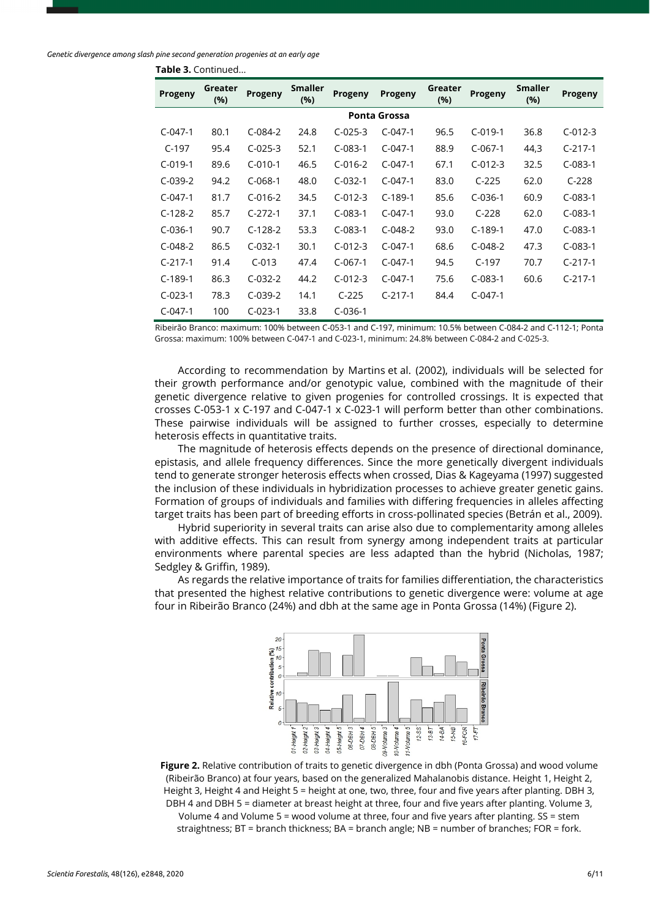**Table 3.** Continued...

| Progeny | Greater (%) | Progeny | Smaller (%) | Progeny | Progeny | Greater (%) | Progeny | Smaller (%) | Progeny |
|---|---|---|---|---|---|---|---|---|---|
| | | | | | **Ponta Grossa** | | | | |
| C-047-1 | 80.1 | C-084-2 | 24.8 | C-025-3 | C-047-1 | 96.5 | C-019-1 | 36.8 | C-012-3 |
| C-197 | 95.4 | C-025-3 | 52.1 | C-083-1 | C-047-1 | 88.9 | C-067-1 | 44,3 | C-217-1 |
| C-019-1 | 89.6 | C-010-1 | 46.5 | C-016-2 | C-047-1 | 67.1 | C-012-3 | 32.5 | C-083-1 |
| C-039-2 | 94.2 | C-068-1 | 48.0 | C-032-1 | C-047-1 | 83.0 | C-225 | 62.0 | C-228 |
| C-047-1 | 81.7 | C-016-2 | 34.5 | C-012-3 | C-189-1 | 85.6 | C-036-1 | 60.9 | C-083-1 |
| C-128-2 | 85.7 | C-272-1 | 37.1 | C-083-1 | C-047-1 | 93.0 | C-228 | 62.0 | C-083-1 |
| C-036-1 | 90.7 | C-128-2 | 53.3 | C-083-1 | C-048-2 | 93.0 | C-189-1 | 47.0 | C-083-1 |
| C-048-2 | 86.5 | C-032-1 | 30.1 | C-012-3 | C-047-1 | 68.6 | C-048-2 | 47.3 | C-083-1 |
| C-217-1 | 91.4 | C-013 | 47.4 | C-067-1 | C-047-1 | 94.5 | C-197 | 70.7 | C-217-1 |
| C-189-1 | 86.3 | C-032-2 | 44.2 | C-012-3 | C-047-1 | 75.6 | C-083-1 | 60.6 | C-217-1 |
| C-023-1 | 78.3 | C-039-2 | 14.1 | C-225 | C-217-1 | 84.4 | C-047-1 | | |
| C-047-1 | 100 | C-023-1 | 33.8 | C-036-1 | | | | | |

Ribeirão Branco: maximum: 100% between C-053-1 and C-197, minimum: 10.5% between C-084-2 and C-112-1; Ponta Grossa: maximum: 100% between C-047-1 and C-023-1, minimum: 24.8% between C-084-2 and C-025-3.

According to recommendation by Martins et al. (2002), individuals will be selected for their growth performance and/or genotypic value, combined with the magnitude of their genetic divergence relative to given progenies for controlled crossings. It is expected that crosses C-053-1 x C-197 and C-047-1 x C-023-1 will perform better than other combinations. These pairwise individuals will be assigned to further crosses, especially to determine heterosis effects in quantitative traits.

The magnitude of heterosis effects depends on the presence of directional dominance, epistasis, and allele frequency differences. Since the more genetically divergent individuals tend to generate stronger heterosis effects when crossed, Dias & Kageyama (1997) suggested the inclusion of these individuals in hybridization processes to achieve greater genetic gains. Formation of groups of individuals and families with differing frequencies in alleles affecting target traits has been part of breeding efforts in cross-pollinated species (Betrán et al., 2009).

Hybrid superiority in several traits can arise also due to complementarity among alleles with additive effects. This can result from synergy among independent traits at particular environments where parental species are less adapted than the hybrid (Nicholas, 1987; Sedgley & Griffin, 1989).

As regards the relative importance of traits for families differentiation, the characteristics that presented the highest relative contributions to genetic divergence were: volume at age four in Ribeirão Branco (24%) and dbh at the same age in Ponta Grossa (14%) (Figure 2).

**Figure 2.** Relative contribution of traits to genetic divergence in dbh (Ponta Grossa) and wood volume (Ribeirão Branco) at four years, based on the generalized Mahalanobis distance. Height 1, Height 2, Height 3, Height 4 and Height 5 = height at one, two, three, four and five years after planting. DBH 3, DBH 4 and DBH 5 = diameter at breast height at three, four and five years after planting. Volume 3, Volume 4 and Volume 5 = wood volume at three, four and five years after planting. SS = stem straightness; BT = branch thickness; BA = branch angle; NB = number of branches; FOR = fork.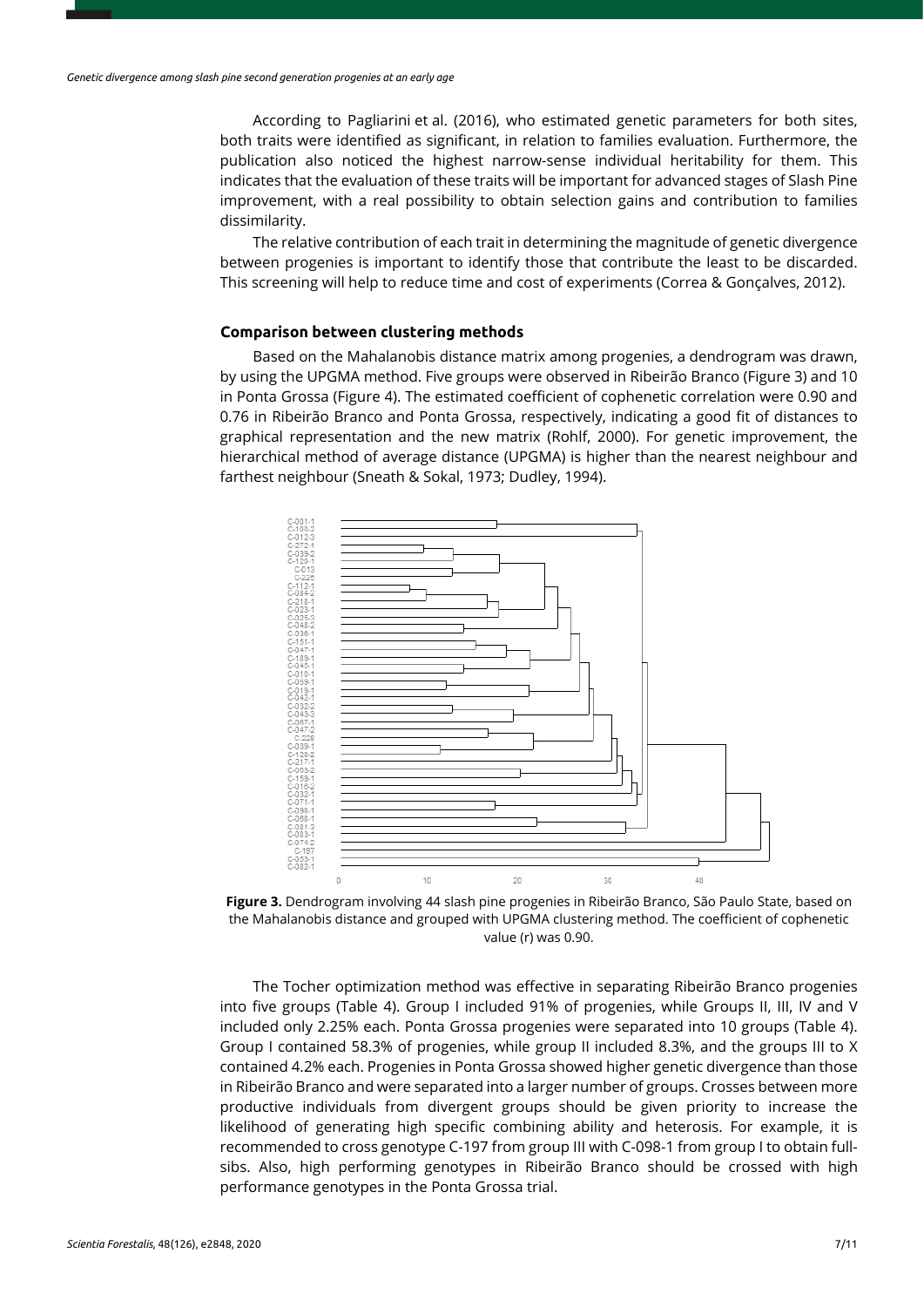According to Pagliarini et al. (2016), who estimated genetic parameters for both sites, both traits were identified as significant, in relation to families evaluation. Furthermore, the publication also noticed the highest narrow-sense individual heritability for them. This indicates that the evaluation of these traits will be important for advanced stages of Slash Pine improvement, with a real possibility to obtain selection gains and contribution to families dissimilarity.

The relative contribution of each trait in determining the magnitude of genetic divergence between progenies is important to identify those that contribute the least to be discarded. This screening will help to reduce time and cost of experiments (Correa & Gonçalves, 2012).

### Comparison between clustering methods

Based on the Mahalanobis distance matrix among progenies, a dendrogram was drawn, by using the UPGMA method. Five groups were observed in Ribeirão Branco (Figure 3) and 10 in Ponta Grossa (Figure 4). The estimated coefficient of cophenetic correlation were 0.90 and 0.76 in Ribeirão Branco and Ponta Grossa, respectively, indicating a good fit of distances to graphical representation and the new matrix (Rohlf, 2000). For genetic improvement, the hierarchical method of average distance (UPGMA) is higher than the nearest neighbour and farthest neighbour (Sneath & Sokal, 1973; Dudley, 1994).

**Figure 3.** Dendrogram involving 44 slash pine progenies in Ribeirão Branco, São Paulo State, based on the Mahalanobis distance and grouped with UPGMA clustering method. The coefficient of cophenetic value (r) was 0.90.

The Tocher optimization method was effective in separating Ribeirão Branco progenies into five groups (Table 4). Group I included 91% of progenies, while Groups II, III, IV and V included only 2.25% each. Ponta Grossa progenies were separated into 10 groups (Table 4). Group I contained 58.3% of progenies, while group II included 8.3%, and the groups III to X contained 4.2% each. Progenies in Ponta Grossa showed higher genetic divergence than those in Ribeirão Branco and were separated into a larger number of groups. Crosses between more productive individuals from divergent groups should be given priority to increase the likelihood of generating high specific combining ability and heterosis. For example, it is recommended to cross genotype C-197 from group III with C-098-1 from group I to obtain full-sibs. Also, high performing genotypes in Ribeirão Branco should be crossed with high performance genotypes in the Ponta Grossa trial.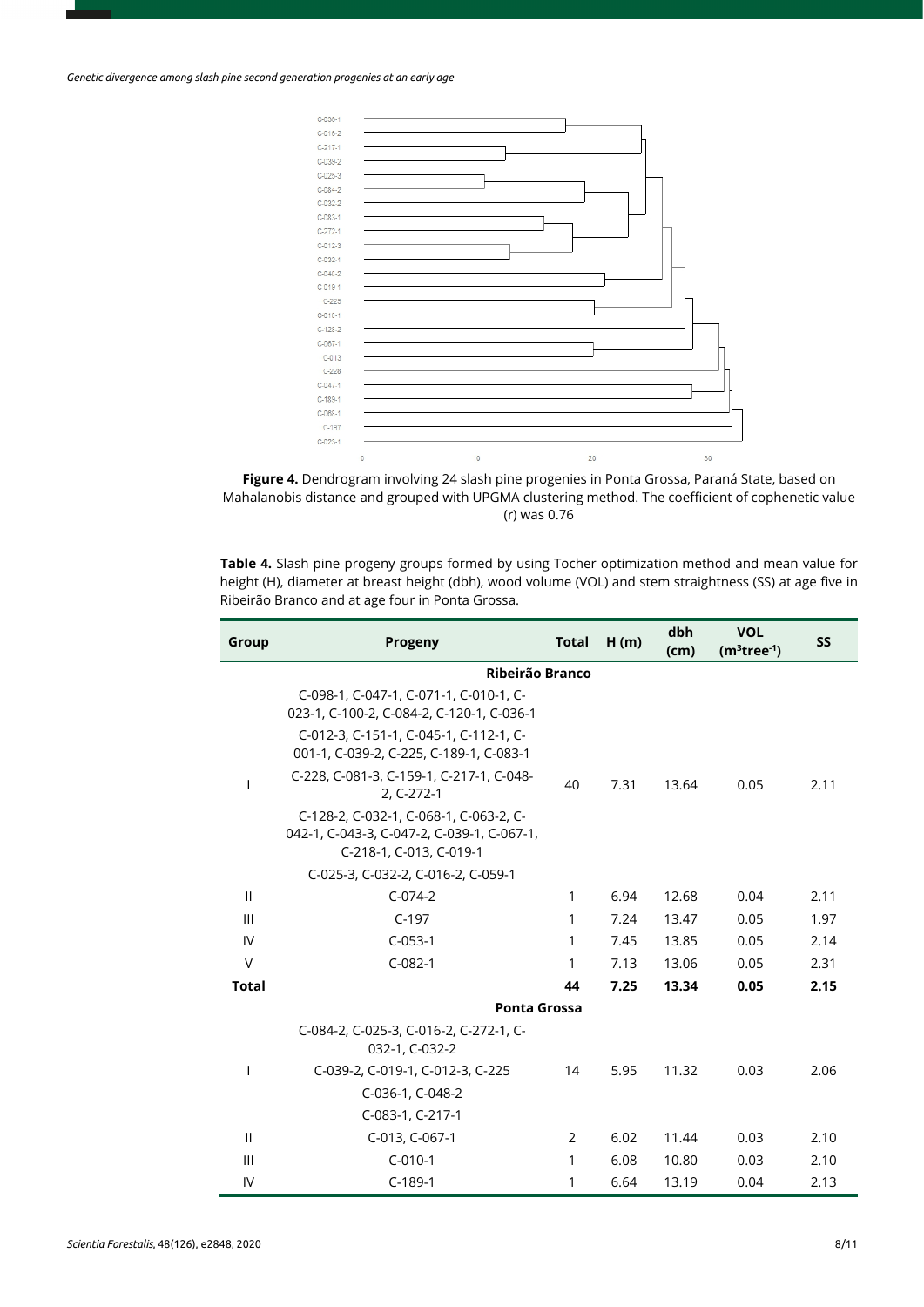**Figure 4.** Dendrogram involving 24 slash pine progenies in Ponta Grossa, Paraná State, based on Mahalanobis distance and grouped with UPGMA clustering method. The coefficient of cophenetic value (r) was 0.76

**Table 4.** Slash pine progeny groups formed by using Tocher optimization method and mean value for height (H), diameter at breast height (dbh), wood volume (VOL) and stem straightness (SS) at age five in Ribeirão Branco and at age four in Ponta Grossa.

| Group | Progeny | Total | H (m) | dbh (cm) | VOL ($m^3tree^{-1}$) | SS |
|---|---|---|---|---|---|---|
| **Ribeirão Branco** | | | | | | |
| I | C-098-1, C-047-1, C-071-1, C-010-1, C-023-1, C-100-2, C-084-2, C-120-1, C-036-1 C-012-3, C-151-1, C-045-1, C-112-1, C-001-1, C-039-2, C-225, C-189-1, C-083-1 C-228, C-081-3, C-159-1, C-217-1, C-048-2, C-272-1 C-128-2, C-032-1, C-068-1, C-063-2, C-042-1, C-043-3, C-047-2, C-039-1, C-067-1, C-218-1, C-013, C-019-1 C-025-3, C-032-2, C-016-2, C-059-1 | 40 | 7.31 | 13.64 | 0.05 | 2.11 |
| II | C-074-2 | 1 | 6.94 | 12.68 | 0.04 | 2.11 |
| III | C-197 | 1 | 7.24 | 13.47 | 0.05 | 1.97 |
| IV | C-053-1 | 1 | 7.45 | 13.85 | 0.05 | 2.14 |
| V | C-082-1 | 1 | 7.13 | 13.06 | 0.05 | 2.31 |
| **Total** | | **44** | **7.25** | **13.34** | **0.05** | **2.15** |
| **Ponta Grossa** | | | | | | |
| I | C-084-2, C-025-3, C-016-2, C-272-1, C-032-1, C-032-2 C-039-2, C-019-1, C-012-3, C-225 C-036-1, C-048-2 C-083-1, C-217-1 | 14 | 5.95 | 11.32 | 0.03 | 2.06 |
| II | C-013, C-067-1 | 2 | 6.02 | 11.44 | 0.03 | 2.10 |
| III | C-010-1 | 1 | 6.08 | 10.80 | 0.03 | 2.10 |
| IV | C-189-1 | 1 | 6.64 | 13.19 | 0.04 | 2.13 |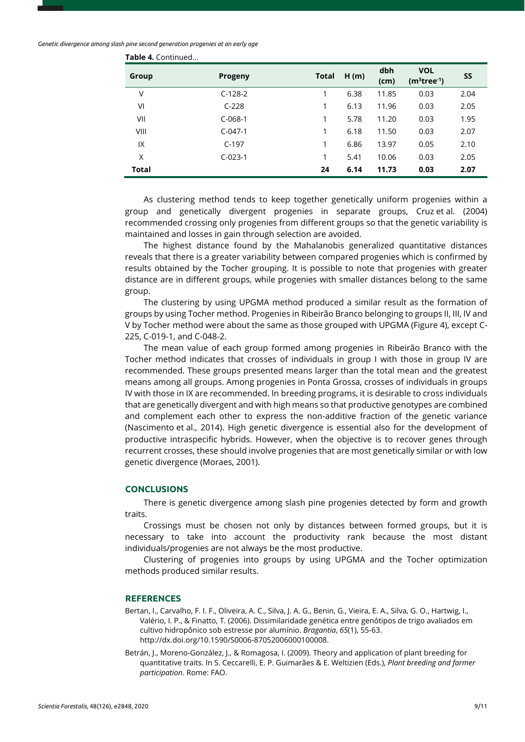**Table 4.** Continued...

| Group | Progeny | Total | H (m) | dbh (cm) | VOL ($m^3tree^{-1}$) | SS |
|---|---|---|---|---|---|---|
| V | C-128-2 | 1 | 6.38 | 11.85 | 0.03 | 2.04 |
| VI | C-228 | 1 | 6.13 | 11.96 | 0.03 | 2.05 |
| VII | C-068-1 | 1 | 5.78 | 11.20 | 0.03 | 1.95 |
| VIII | C-047-1 | 1 | 6.18 | 11.50 | 0.03 | 2.07 |
| IX | C-197 | 1 | 6.86 | 13.97 | 0.05 | 2.10 |
| X | C-023-1 | 1 | 5.41 | 10.06 | 0.03 | 2.05 |
| **Total** | | **24** | **6.14** | **11.73** | **0.03** | **2.07** |

As clustering method tends to keep together genetically uniform progenies within a group and genetically divergent progenies in separate groups, Cruz et al. (2004) recommended crossing only progenies from different groups so that the genetic variability is maintained and losses in gain through selection are avoided.

The highest distance found by the Mahalanobis generalized quantitative distances reveals that there is a greater variability between compared progenies which is confirmed by results obtained by the Tocher grouping. It is possible to note that progenies with greater distance are in different groups, while progenies with smaller distances belong to the same group.

The clustering by using UPGMA method produced a similar result as the formation of groups by using Tocher method. Progenies in Ribeirão Branco belonging to groups II, III, IV and V by Tocher method were about the same as those grouped with UPGMA (Figure 4), except C-225, C-019-1, and C-048-2.

The mean value of each group formed among progenies in Ribeirão Branco with the Tocher method indicates that crosses of individuals in group I with those in group IV are recommended. These groups presented means larger than the total mean and the greatest means among all groups. Among progenies in Ponta Grossa, crosses of individuals in groups IV with those in IX are recommended. In breeding programs, it is desirable to cross individuals that are genetically divergent and with high means so that productive genotypes are combined and complement each other to express the non-additive fraction of the genetic variance (Nascimento et al., 2014). High genetic divergence is essential also for the development of productive intraspecific hybrids. However, when the objective is to recover genes through recurrent crosses, these should involve progenies that are most genetically similar or with low genetic divergence (Moraes, 2001).

## CONCLUSIONS

There is genetic divergence among slash pine progenies detected by form and growth traits.

Crossings must be chosen not only by distances between formed groups, but it is necessary to take into account the productivity rank because the most distant individuals/progenies are not always be the most productive.

Clustering of progenies into groups by using UPGMA and the Tocher optimization methods produced similar results.

## REFERENCES

Bertan, I., Carvalho, F. I. F., Oliveira, A. C., Silva, J. A. G., Benin, G., Vieira, E. A., Silva, G. O., Hartwig, I., Valério, I. P., & Finatto, T. (2006). Dissimilaridade genética entre genótipos de trigo avaliados em cultivo hidropônico sob estresse por alumínio. *Bragantia*, *65*(1), 55-63. http://dx.doi.org/10.1590/S0006-87052006000100008.

Betrán, J., Moreno-González, J., & Romagosa, I. (2009). Theory and application of plant breeding for quantitative traits. In S. Ceccarelli, E. P. Guimarães & E. Weltizien (Eds.), *Plant breeding and farmer participation*. Rome: FAO.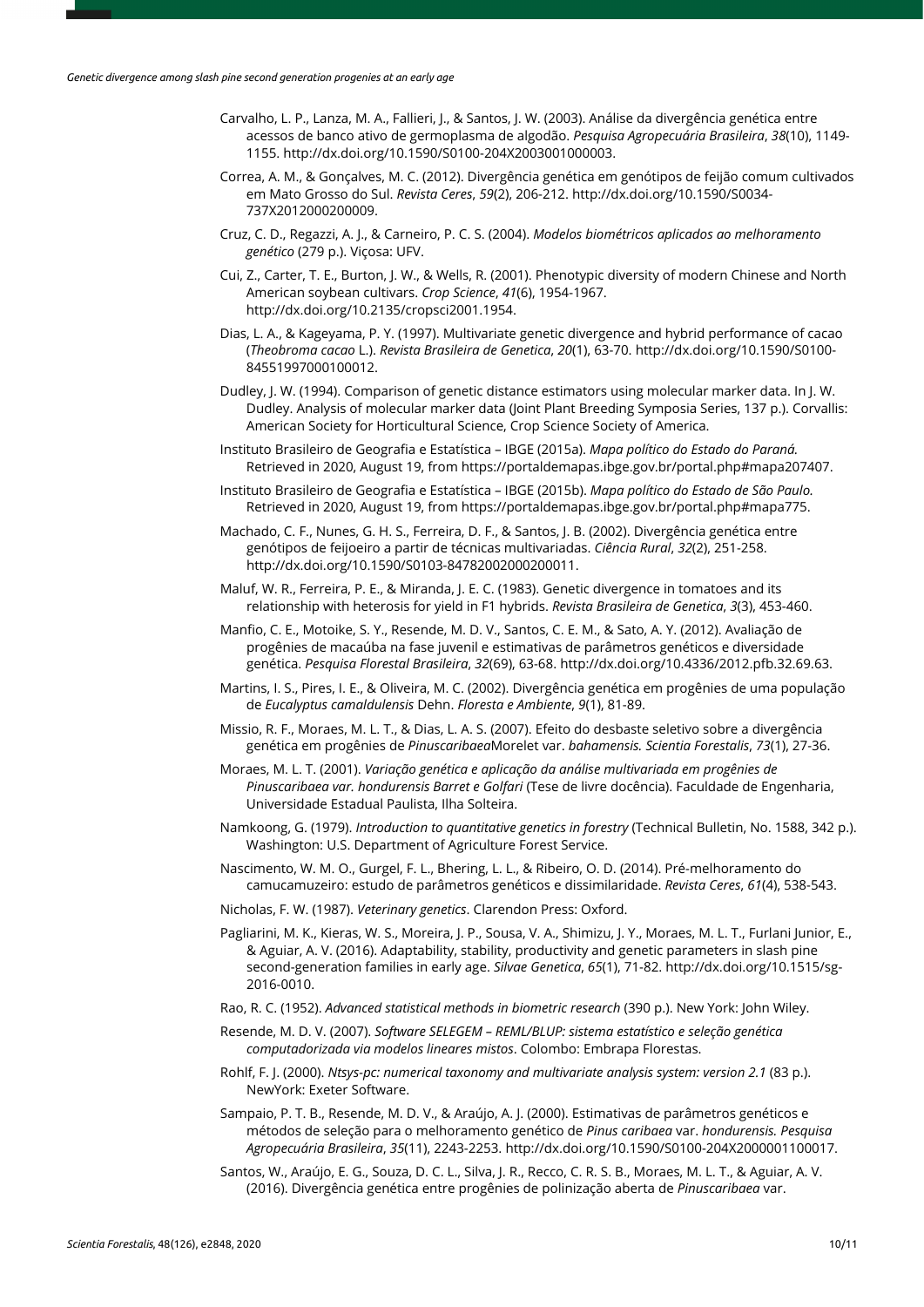Carvalho, L. P., Lanza, M. A., Fallieri, J., & Santos, J. W. (2003). Análise da divergência genética entre acessos de banco ativo de germoplasma de algodão. *Pesquisa Agropecuária Brasileira*, *38*(10), 1149-1155. http://dx.doi.org/10.1590/S0100-204X2003001000003.

Correa, A. M., & Gonçalves, M. C. (2012). Divergência genética em genótipos de feijão comum cultivados em Mato Grosso do Sul. *Revista Ceres*, *59*(2), 206-212. http://dx.doi.org/10.1590/S0034-737X2012000200009.

Cruz, C. D., Regazzi, A. J., & Carneiro, P. C. S. (2004). *Modelos biométricos aplicados ao melhoramento genético* (279 p.). Viçosa: UFV.

Cui, Z., Carter, T. E., Burton, J. W., & Wells, R. (2001). Phenotypic diversity of modern Chinese and North American soybean cultivars. *Crop Science*, *41*(6), 1954-1967. http://dx.doi.org/10.2135/cropsci2001.1954.

Dias, L. A., & Kageyama, P. Y. (1997). Multivariate genetic divergence and hybrid performance of cacao (*Theobroma cacao* L.). *Revista Brasileira de Genetica*, *20*(1), 63-70. http://dx.doi.org/10.1590/S0100-84551997000100012.

Dudley, J. W. (1994). Comparison of genetic distance estimators using molecular marker data. In J. W. Dudley. Analysis of molecular marker data (Joint Plant Breeding Symposia Series, 137 p.). Corvallis: American Society for Horticultural Science, Crop Science Society of America.

Instituto Brasileiro de Geografia e Estatística – IBGE (2015a). *Mapa político do Estado do Paraná.* Retrieved in 2020, August 19, from https://portaldemapas.ibge.gov.br/portal.php#mapa207407.

Instituto Brasileiro de Geografia e Estatística – IBGE (2015b). *Mapa político do Estado de São Paulo.* Retrieved in 2020, August 19, from https://portaldemapas.ibge.gov.br/portal.php#mapa775.

Machado, C. F., Nunes, G. H. S., Ferreira, D. F., & Santos, J. B. (2002). Divergência genética entre genótipos de feijoeiro a partir de técnicas multivariadas. *Ciência Rural*, *32*(2), 251-258. http://dx.doi.org/10.1590/S0103-84782002000200011.

Maluf, W. R., Ferreira, P. E., & Miranda, J. E. C. (1983). Genetic divergence in tomatoes and its relationship with heterosis for yield in F1 hybrids. *Revista Brasileira de Genetica*, *3*(3), 453-460.

Manfio, C. E., Motoike, S. Y., Resende, M. D. V., Santos, C. E. M., & Sato, A. Y. (2012). Avaliação de progênies de macaúba na fase juvenil e estimativas de parâmetros genéticos e diversidade genética. *Pesquisa Florestal Brasileira*, *32*(69), 63-68. http://dx.doi.org/10.4336/2012.pfb.32.69.63.

Martins, I. S., Pires, I. E., & Oliveira, M. C. (2002). Divergência genética em progênies de uma população de *Eucalyptus camaldulensis* Dehn. *Floresta e Ambiente*, *9*(1), 81-89.

Missio, R. F., Moraes, M. L. T., & Dias, L. A. S. (2007). Efeito do desbaste seletivo sobre a divergência genética em progênies de *Pinuscaribaea*Morelet var. *bahamensis. Scientia Forestalis*, *73*(1), 27-36.

Moraes, M. L. T. (2001). *Variação genética e aplicação da análise multivariada em progênies de Pinuscaribaea var. hondurensis Barret e Golfari* (Tese de livre docência). Faculdade de Engenharia, Universidade Estadual Paulista, Ilha Solteira.

Namkoong, G. (1979). *Introduction to quantitative genetics in forestry* (Technical Bulletin, No. 1588, 342 p.). Washington: U.S. Department of Agriculture Forest Service.

Nascimento, W. M. O., Gurgel, F. L., Bhering, L. L., & Ribeiro, O. D. (2014). Pré-melhoramento do camucamuzeiro: estudo de parâmetros genéticos e dissimilaridade. *Revista Ceres*, *61*(4), 538-543.

Nicholas, F. W. (1987). *Veterinary genetics*. Clarendon Press: Oxford.

Pagliarini, M. K., Kieras, W. S., Moreira, J. P., Sousa, V. A., Shimizu, J. Y., Moraes, M. L. T., Furlani Junior, E., & Aguiar, A. V. (2016). Adaptability, stability, productivity and genetic parameters in slash pine second-generation families in early age. *Silvae Genetica*, *65*(1), 71-82. http://dx.doi.org/10.1515/sg-2016-0010.

Rao, R. C. (1952). *Advanced statistical methods in biometric research* (390 p.). New York: John Wiley.

Resende, M. D. V. (2007). *Software SELEGEM – REML/BLUP: sistema estatístico e seleção genética computadorizada via modelos lineares mistos*. Colombo: Embrapa Florestas.

Rohlf, F. J. (2000). *Ntsys-pc: numerical taxonomy and multivariate analysis system: version 2.1* (83 p.). NewYork: Exeter Software.

Sampaio, P. T. B., Resende, M. D. V., & Araújo, A. J. (2000). Estimativas de parâmetros genéticos e métodos de seleção para o melhoramento genético de *Pinus caribaea* var. *hondurensis. Pesquisa Agropecuária Brasileira*, *35*(11), 2243-2253. http://dx.doi.org/10.1590/S0100-204X2000001100017.

Santos, W., Araújo, E. G., Souza, D. C. L., Silva, J. R., Recco, C. R. S. B., Moraes, M. L. T., & Aguiar, A. V. (2016). Divergência genética entre progênies de polinização aberta de *Pinuscaribaea* var.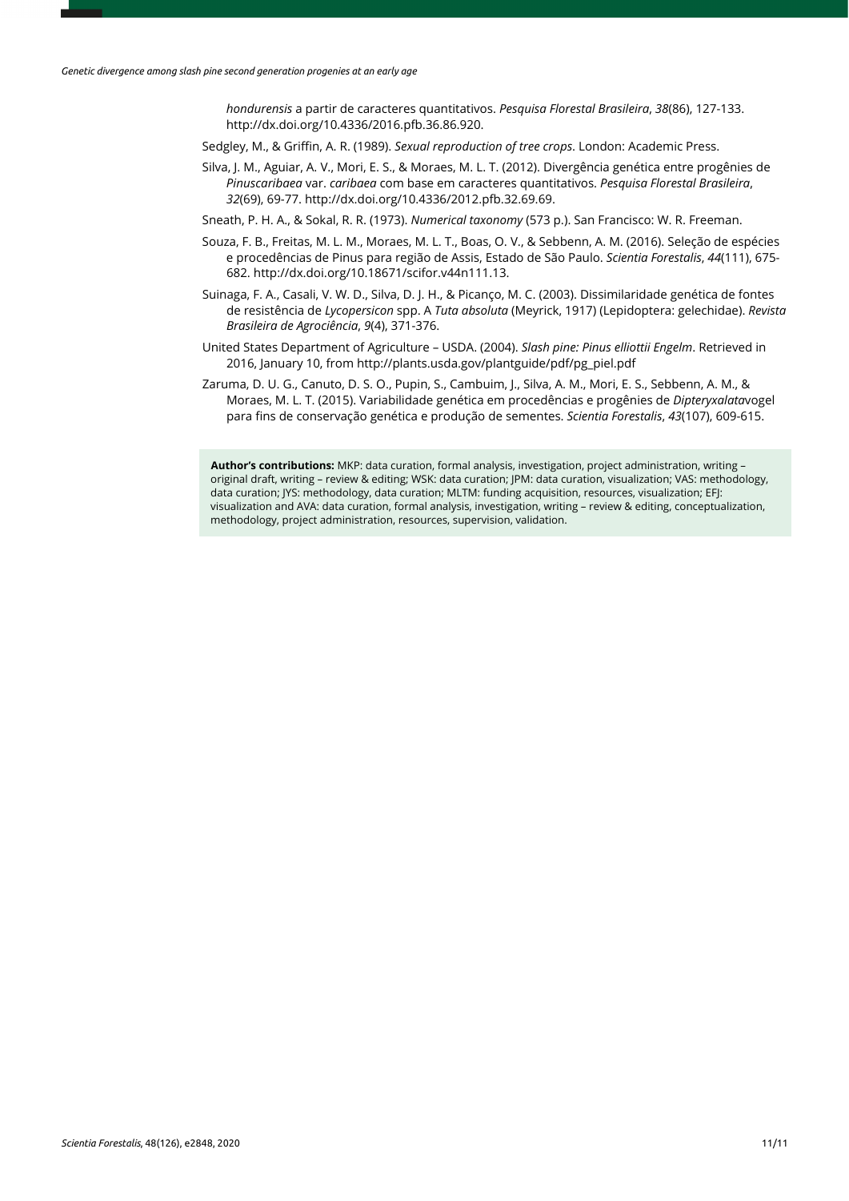*hondurensis* a partir de caracteres quantitativos. *Pesquisa Florestal Brasileira*, *38*(86), 127-133. http://dx.doi.org/10.4336/2016.pfb.36.86.920.

Sedgley, M., & Griffin, A. R. (1989). *Sexual reproduction of tree crops*. London: Academic Press.

Silva, J. M., Aguiar, A. V., Mori, E. S., & Moraes, M. L. T. (2012). Divergência genética entre progênies de *Pinuscaribaea* var. *caribaea* com base em caracteres quantitativos. *Pesquisa Florestal Brasileira*, *32*(69), 69-77. http://dx.doi.org/10.4336/2012.pfb.32.69.69.

Sneath, P. H. A., & Sokal, R. R. (1973). *Numerical taxonomy* (573 p.). San Francisco: W. R. Freeman.

Souza, F. B., Freitas, M. L. M., Moraes, M. L. T., Boas, O. V., & Sebbenn, A. M. (2016). Seleção de espécies e procedências de Pinus para região de Assis, Estado de São Paulo. *Scientia Forestalis*, *44*(111), 675-682. http://dx.doi.org/10.18671/scifor.v44n111.13.

Suinaga, F. A., Casali, V. W. D., Silva, D. J. H., & Picanço, M. C. (2003). Dissimilaridade genética de fontes de resistência de *Lycopersicon* spp. A *Tuta absoluta* (Meyrick, 1917) (Lepidoptera: gelechidae). *Revista Brasileira de Agrociência*, *9*(4), 371-376.

United States Department of Agriculture – USDA. (2004). *Slash pine: Pinus elliottii Engelm*. Retrieved in 2016, January 10, from http://plants.usda.gov/plantguide/pdf/pg_piel.pdf

Zaruma, D. U. G., Canuto, D. S. O., Pupin, S., Cambuim, J., Silva, A. M., Mori, E. S., Sebbenn, A. M., & Moraes, M. L. T. (2015). Variabilidade genética em procedências e progênies de *Dipteryxalata*vogel para fins de conservação genética e produção de sementes. *Scientia Forestalis*, *43*(107), 609-615.

**Author's contributions:** MKP: data curation, formal analysis, investigation, project administration, writing – original draft, writing – review & editing; WSK: data curation; JPM: data curation, visualization; VAS: methodology, data curation; JYS: methodology, data curation; MLTM: funding acquisition, resources, visualization; EFJ: visualization and AVA: data curation, formal analysis, investigation, writing – review & editing, conceptualization, methodology, project administration, resources, supervision, validation.